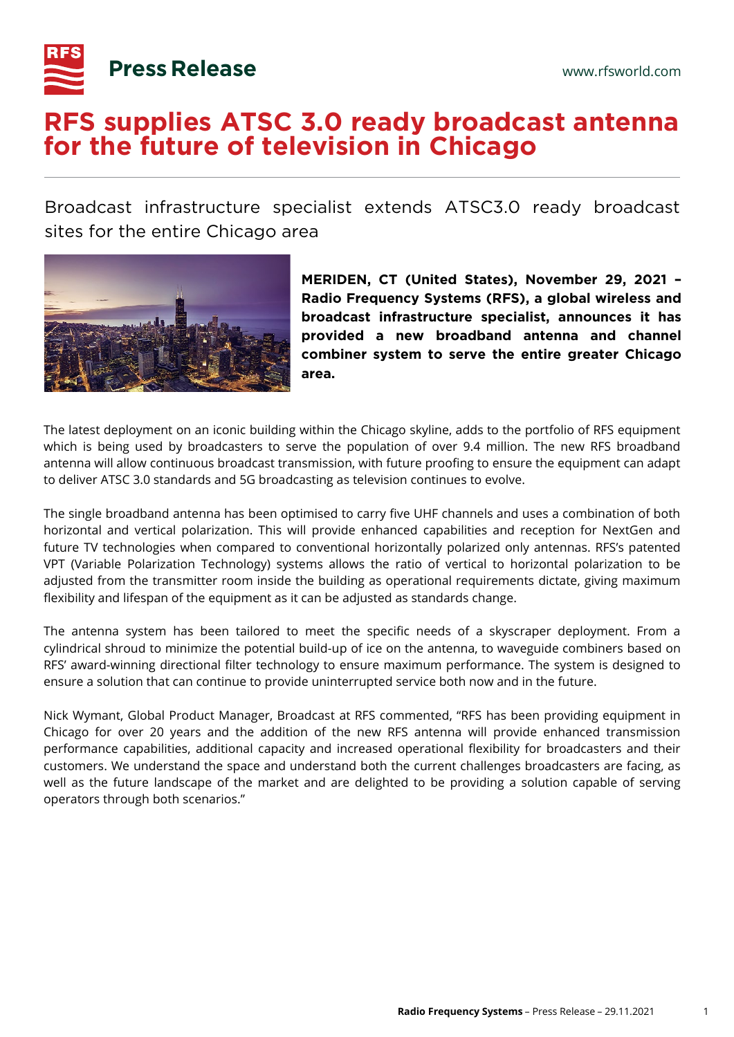**Press Release**

www.rfsworld.com

# RFS supplies ATSC 3.0 ready broadcast antenna for the future of television in Chicago

## Broadcast infrastructure specialist extends ATSC3.0 ready broadcast sites for the entire Chicago area

**MERIDEN, CT (United States), November 29, 2021 – Radio Frequency Systems (RFS), a global wireless and broadcast infrastructure specialist, announces it has provided a new broadband antenna and channel combiner system to serve the entire greater Chicago area.**

The latest deployment on an iconic building within the Chicago skyline, adds to the portfolio of RFS equipment which is being used by broadcasters to serve the population of over 9.4 million. The new RFS broadband antenna will allow continuous broadcast transmission, with future proofing to ensure the equipment can adapt to deliver ATSC 3.0 standards and 5G broadcasting as television continues to evolve.

The single broadband antenna has been optimised to carry five UHF channels and uses a combination of both horizontal and vertical polarization. This will provide enhanced capabilities and reception for NextGen and future TV technologies when compared to conventional horizontally polarized only antennas. RFS's patented VPT (Variable Polarization Technology) systems allows the ratio of vertical to horizontal polarization to be adjusted from the transmitter room inside the building as operational requirements dictate, giving maximum flexibility and lifespan of the equipment as it can be adjusted as standards change.

The antenna system has been tailored to meet the specific needs of a skyscraper deployment. From a cylindrical shroud to minimize the potential build-up of ice on the antenna, to waveguide combiners based on RFS' award-winning directional filter technology to ensure maximum performance. The system is designed to ensure a solution that can continue to provide uninterrupted service both now and in the future.

Nick Wymant, Global Product Manager, Broadcast at RFS commented, "RFS has been providing equipment in Chicago for over 20 years and the addition of the new RFS antenna will provide enhanced transmission performance capabilities, additional capacity and increased operational flexibility for broadcasters and their customers. We understand the space and understand both the current challenges broadcasters are facing, as well as the future landscape of the market and are delighted to be providing a solution capable of serving operators through both scenarios."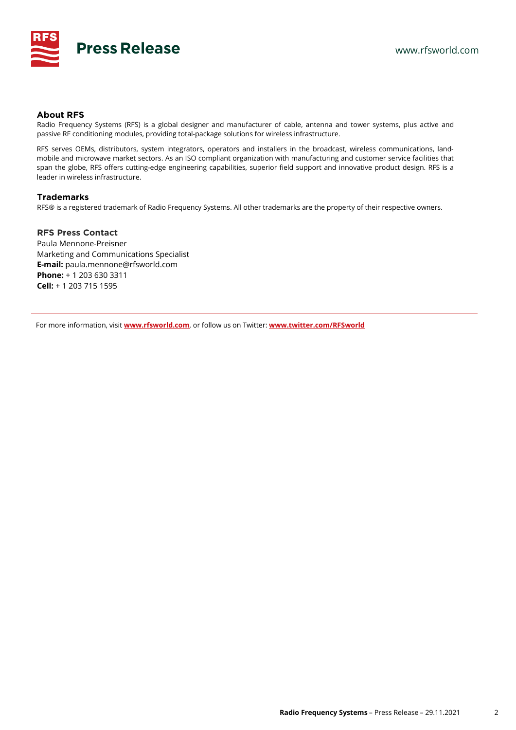## About RFS

Radio Frequency Systems (RFS) is a global designer and manufacturer of cable, antenna and tower systems, plus active and passive RF conditioning modules, providing total-package solutions for wireless infrastructure.

RFS serves OEMs, distributors, system integrators, operators and installers in the broadcast, wireless communications, land-mobile and microwave market sectors. As an ISO compliant organization with manufacturing and customer service facilities that span the globe, RFS offers cutting-edge engineering capabilities, superior field support and innovative product design. RFS is a leader in wireless infrastructure.

## Trademarks

RFS® is a registered trademark of Radio Frequency Systems. All other trademarks are the property of their respective owners.

## RFS Press Contact

Paula Mennone-Preisner
Marketing and Communications Specialist
**E-mail:** paula.mennone@rfsworld.com
**Phone:** + 1 203 630 3311
**Cell:** + 1 203 715 1595

---

For more information, visit **www.rfsworld.com**, or follow us on Twitter: **www.twitter.com/RFSworld**